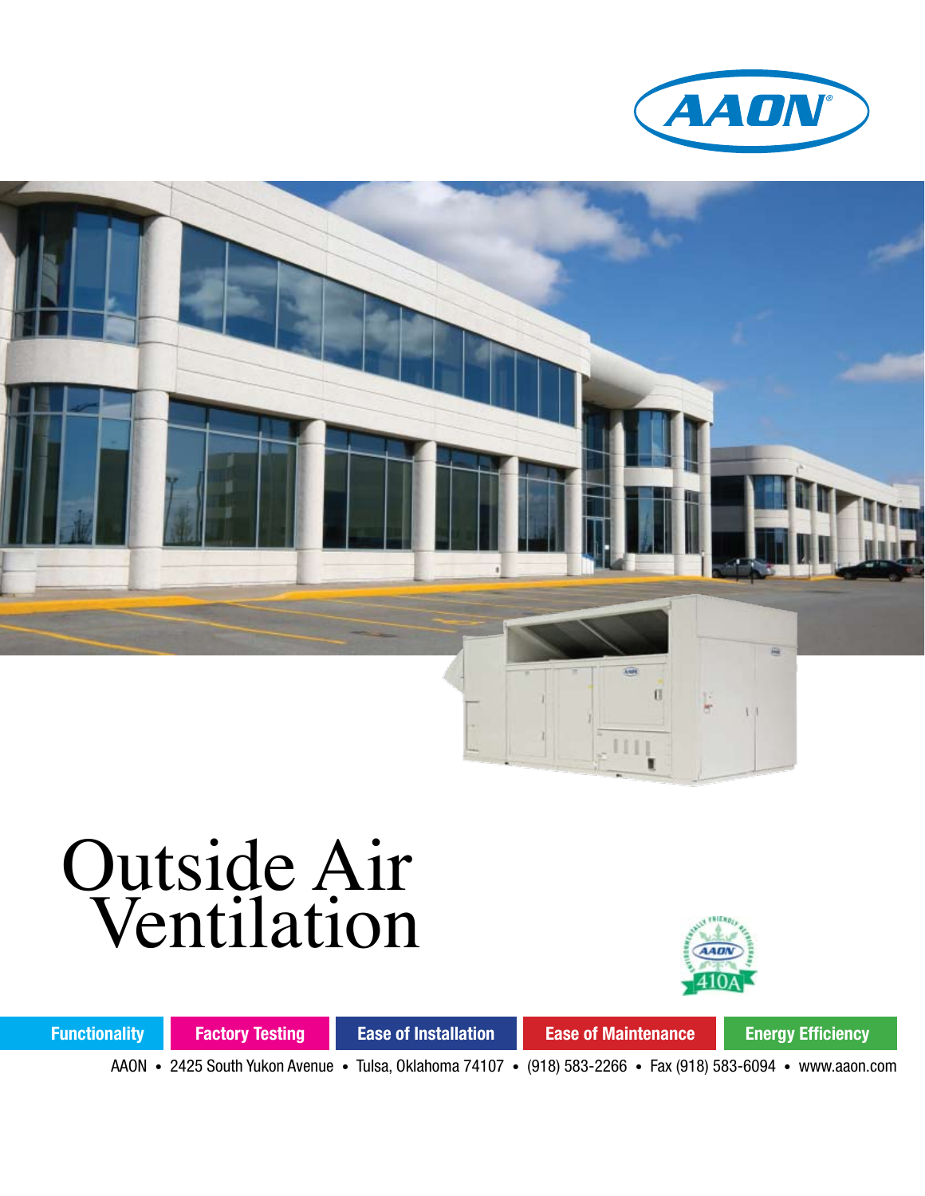AAON

# Outside Air Ventilation

410A

Functionality | Factory Testing | Ease of Installation | Ease of Maintenance | Energy Efficiency

AAON • 2425 South Yukon Avenue • Tulsa, Oklahoma 74107 • (918) 583-2266 • Fax (918) 583-6094 • www.aaon.com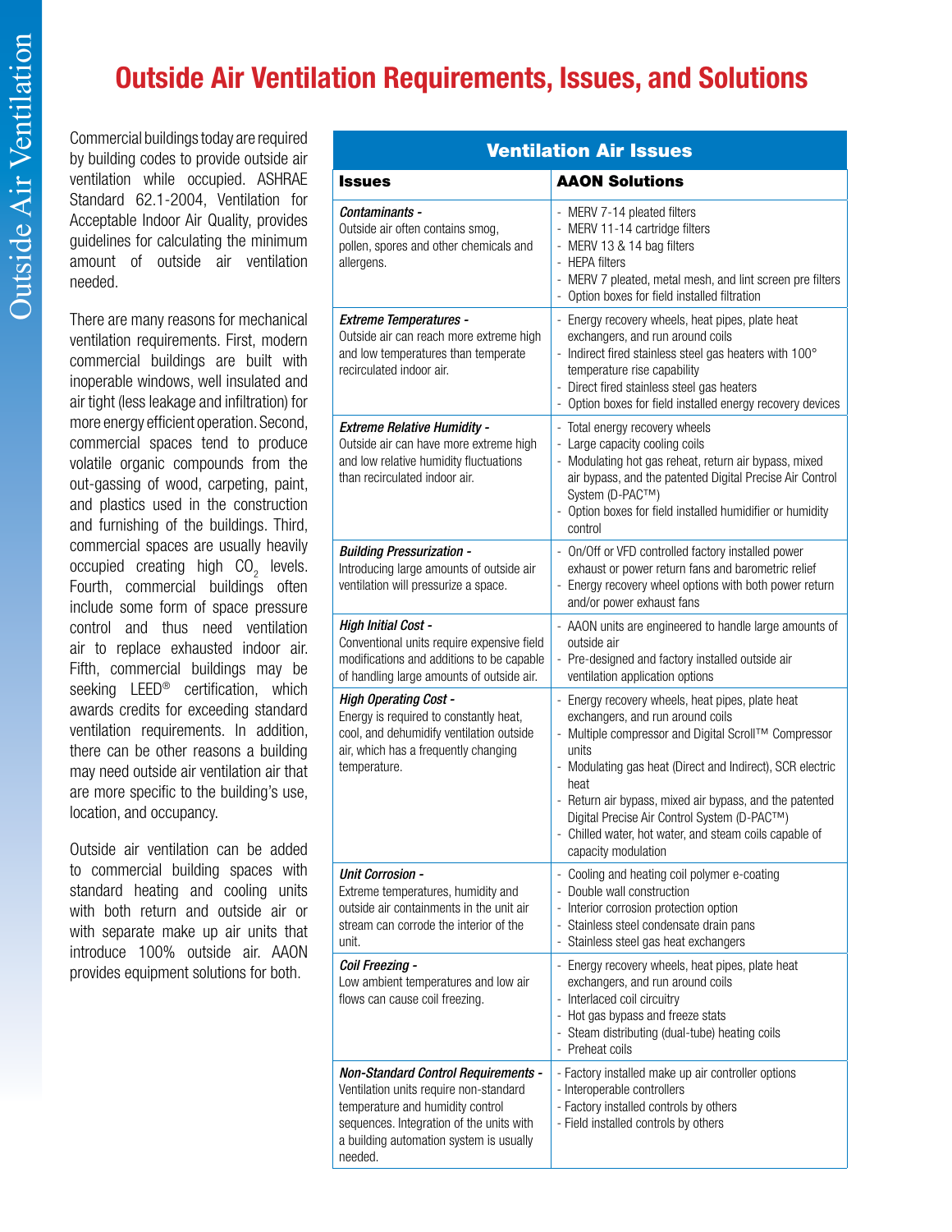# Outside Air Ventilation Requirements, Issues, and Solutions

Commercial buildings today are required by building codes to provide outside air ventilation while occupied. ASHRAE Standard 62.1-2004, Ventilation for Acceptable Indoor Air Quality, provides guidelines for calculating the minimum amount of outside air ventilation needed.

There are many reasons for mechanical ventilation requirements. First, modern commercial buildings are built with inoperable windows, well insulated and air tight (less leakage and infiltration) for more energy efficient operation. Second, commercial spaces tend to produce volatile organic compounds from the out-gassing of wood, carpeting, paint, and plastics used in the construction and furnishing of the buildings. Third, commercial spaces are usually heavily occupied creating high $CO_2$ levels. Fourth, commercial buildings often include some form of space pressure control and thus need ventilation air to replace exhausted indoor air. Fifth, commercial buildings may be seeking LEED® certification, which awards credits for exceeding standard ventilation requirements. In addition, there can be other reasons a building may need outside air ventilation air that are more specific to the building's use, location, and occupancy.

Outside air ventilation can be added to commercial building spaces with standard heating and cooling units with both return and outside air or with separate make up air units that introduce 100% outside air. AAON provides equipment solutions for both.

## Ventilation Air Issues

| Issues | AAON Solutions |
|---|---|
| ***Contaminants -*** Outside air often contains smog, pollen, spores and other chemicals and allergens. | - MERV 7-14 pleated filters<br>- MERV 11-14 cartridge filters<br>- MERV 13 & 14 bag filters<br>- HEPA filters<br>- MERV 7 pleated, metal mesh, and lint screen pre filters<br>- Option boxes for field installed filtration |
| ***Extreme Temperatures -*** Outside air can reach more extreme high and low temperatures than temperate recirculated indoor air. | - Energy recovery wheels, heat pipes, plate heat exchangers, and run around coils<br>- Indirect fired stainless steel gas heaters with 100° temperature rise capability<br>- Direct fired stainless steel gas heaters<br>- Option boxes for field installed energy recovery devices |
| ***Extreme Relative Humidity -*** Outside air can have more extreme high and low relative humidity fluctuations than recirculated indoor air. | - Total energy recovery wheels<br>- Large capacity cooling coils<br>- Modulating hot gas reheat, return air bypass, mixed air bypass, and the patented Digital Precise Air Control System (D-PAC™)<br>- Option boxes for field installed humidifier or humidity control |
| ***Building Pressurization -*** Introducing large amounts of outside air ventilation will pressurize a space. | - On/Off or VFD controlled factory installed power exhaust or power return fans and barometric relief<br>- Energy recovery wheel options with both power return and/or power exhaust fans |
| ***High Initial Cost -*** Conventional units require expensive field modifications and additions to be capable of handling large amounts of outside air. | - AAON units are engineered to handle large amounts of outside air<br>- Pre-designed and factory installed outside air ventilation application options |
| ***High Operating Cost -*** Energy is required to constantly heat, cool, and dehumidify ventilation outside air, which has a frequently changing temperature. | - Energy recovery wheels, heat pipes, plate heat exchangers, and run around coils<br>- Multiple compressor and Digital Scroll™ Compressor units<br>- Modulating gas heat (Direct and Indirect), SCR electric heat<br>- Return air bypass, mixed air bypass, and the patented Digital Precise Air Control System (D-PAC™)<br>- Chilled water, hot water, and steam coils capable of capacity modulation |
| ***Unit Corrosion -*** Extreme temperatures, humidity and outside air containments in the unit air stream can corrode the interior of the unit. | - Cooling and heating coil polymer e-coating<br>- Double wall construction<br>- Interior corrosion protection option<br>- Stainless steel condensate drain pans<br>- Stainless steel gas heat exchangers |
| ***Coil Freezing -*** Low ambient temperatures and low air flows can cause coil freezing. | - Energy recovery wheels, heat pipes, plate heat exchangers, and run around coils<br>- Interlaced coil circuitry<br>- Hot gas bypass and freeze stats<br>- Steam distributing (dual-tube) heating coils<br>- Preheat coils |
| ***Non-Standard Control Requirements -*** Ventilation units require non-standard temperature and humidity control sequences. Integration of the units with a building automation system is usually needed. | - Factory installed make up air controller options<br>- Interoperable controllers<br>- Factory installed controls by others<br>- Field installed controls by others |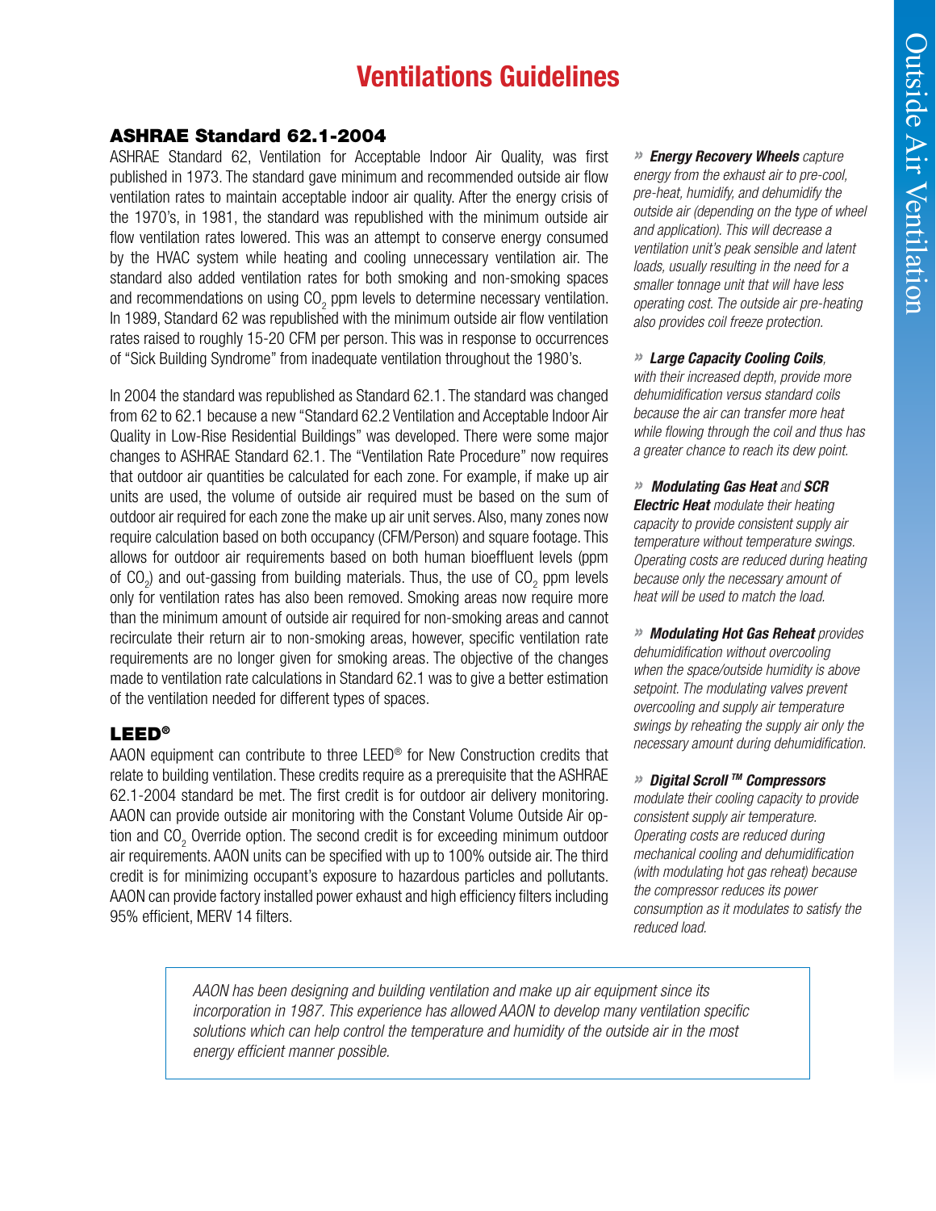# Ventilations Guidelines

## ASHRAE Standard 62.1-2004

ASHRAE Standard 62, Ventilation for Acceptable Indoor Air Quality, was first published in 1973. The standard gave minimum and recommended outside air flow ventilation rates to maintain acceptable indoor air quality. After the energy crisis of the 1970's, in 1981, the standard was republished with the minimum outside air flow ventilation rates lowered. This was an attempt to conserve energy consumed by the HVAC system while heating and cooling unnecessary ventilation air. The standard also added ventilation rates for both smoking and non-smoking spaces and recommendations on using $CO_2$ ppm levels to determine necessary ventilation. In 1989, Standard 62 was republished with the minimum outside air flow ventilation rates raised to roughly 15-20 CFM per person. This was in response to occurrences of "Sick Building Syndrome" from inadequate ventilation throughout the 1980's.

In 2004 the standard was republished as Standard 62.1. The standard was changed from 62 to 62.1 because a new "Standard 62.2 Ventilation and Acceptable Indoor Air Quality in Low-Rise Residential Buildings" was developed. There were some major changes to ASHRAE Standard 62.1. The "Ventilation Rate Procedure" now requires that outdoor air quantities be calculated for each zone. For example, if make up air units are used, the volume of outside air required must be based on the sum of outdoor air required for each zone the make up air unit serves. Also, many zones now require calculation based on both occupancy (CFM/Person) and square footage. This allows for outdoor air requirements based on both human bioeffluent levels (ppm of $CO_2$) and out-gassing from building materials. Thus, the use of $CO_2$ ppm levels only for ventilation rates has also been removed. Smoking areas now require more than the minimum amount of outside air required for non-smoking areas and cannot recirculate their return air to non-smoking areas, however, specific ventilation rate requirements are no longer given for smoking areas. The objective of the changes made to ventilation rate calculations in Standard 62.1 was to give a better estimation of the ventilation needed for different types of spaces.

## LEED®

AAON equipment can contribute to three LEED® for New Construction credits that relate to building ventilation. These credits require as a prerequisite that the ASHRAE 62.1-2004 standard be met. The first credit is for outdoor air delivery monitoring. AAON can provide outside air monitoring with the Constant Volume Outside Air option and $CO_2$ Override option. The second credit is for exceeding minimum outdoor air requirements. AAON units can be specified with up to 100% outside air. The third credit is for minimizing occupant's exposure to hazardous particles and pollutants. AAON can provide factory installed power exhaust and high efficiency filters including 95% efficient, MERV 14 filters.

» ***Energy Recovery Wheels*** *capture energy from the exhaust air to pre-cool, pre-heat, humidify, and dehumidify the outside air (depending on the type of wheel and application). This will decrease a ventilation unit's peak sensible and latent loads, usually resulting in the need for a smaller tonnage unit that will have less operating cost. The outside air pre-heating also provides coil freeze protection.*

» ***Large Capacity Cooling Coils****, with their increased depth, provide more dehumidification versus standard coils because the air can transfer more heat while flowing through the coil and thus has a greater chance to reach its dew point.*

» ***Modulating Gas Heat*** *and* ***SCR Electric Heat*** *modulate their heating capacity to provide consistent supply air temperature without temperature swings. Operating costs are reduced during heating because only the necessary amount of heat will be used to match the load.*

» ***Modulating Hot Gas Reheat*** *provides dehumidification without overcooling when the space/outside humidity is above setpoint. The modulating valves prevent overcooling and supply air temperature swings by reheating the supply air only the necessary amount during dehumidification.*

» ***Digital Scroll ™ Compressors*** *modulate their cooling capacity to provide consistent supply air temperature. Operating costs are reduced during mechanical cooling and dehumidification (with modulating hot gas reheat) because the compressor reduces its power consumption as it modulates to satisfy the reduced load.*

*AAON has been designing and building ventilation and make up air equipment since its incorporation in 1987. This experience has allowed AAON to develop many ventilation specific solutions which can help control the temperature and humidity of the outside air in the most energy efficient manner possible.*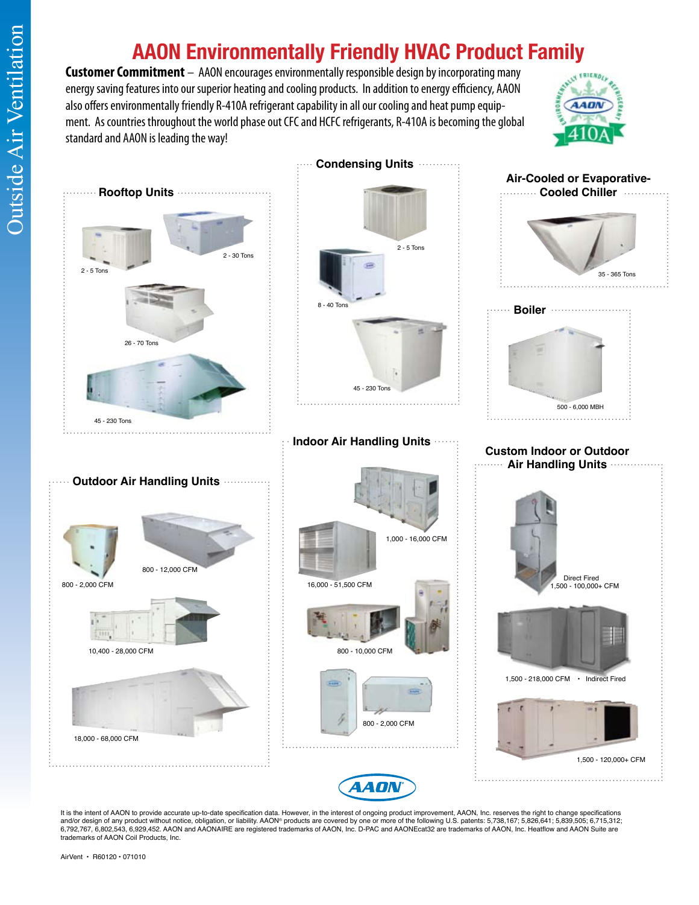# AAON Environmentally Friendly HVAC Product Family

**Customer Commitment** – AAON encourages environmentally responsible design by incorporating many energy saving features into our superior heating and cooling products. In addition to energy efficiency, AAON also offers environmentally friendly R-410A refrigerant capability in all our cooling and heat pump equipment. As countries throughout the world phase out CFC and HCFC refrigerants, R-410A is becoming the global standard and AAON is leading the way!

### Rooftop Units

2 - 5 Tons

2 - 30 Tons

26 - 70 Tons

45 - 230 Tons

### Condensing Units

2 - 5 Tons

8 - 40 Tons

45 - 230 Tons

### Air-Cooled or Evaporative-Cooled Chiller

35 - 365 Tons

### Boiler

500 - 6,000 MBH

### Outdoor Air Handling Units

800 - 2,000 CFM

800 - 12,000 CFM

10,400 - 28,000 CFM

18,000 - 68,000 CFM

### Indoor Air Handling Units

1,000 - 16,000 CFM

16,000 - 51,500 CFM

800 - 10,000 CFM

800 - 2,000 CFM

### Custom Indoor or Outdoor Air Handling Units

Direct Fired
1,500 - 100,000+ CFM

1,500 - 218,000 CFM • Indirect Fired

1,500 - 120,000+ CFM

It is the intent of AAON to provide accurate up-to-date specification data. However, in the interest of ongoing product improvement, AAON, Inc. reserves the right to change specifications and/or design of any product without notice, obligation, or liability. AAON® products are covered by one or more of the following U.S. patents: 5,738,167; 5,826,641; 5,839,505; 6,715,312; 6,792,767, 6,802,543, 6,929,452. AAON and AAONAIRE are registered trademarks of AAON, Inc. D-PAC and AAONEcat32 are trademarks of AAON, Inc. Heatflow and AAON Suite are trademarks of AAON Coil Products, Inc.

AirVent • R60120 • 071010